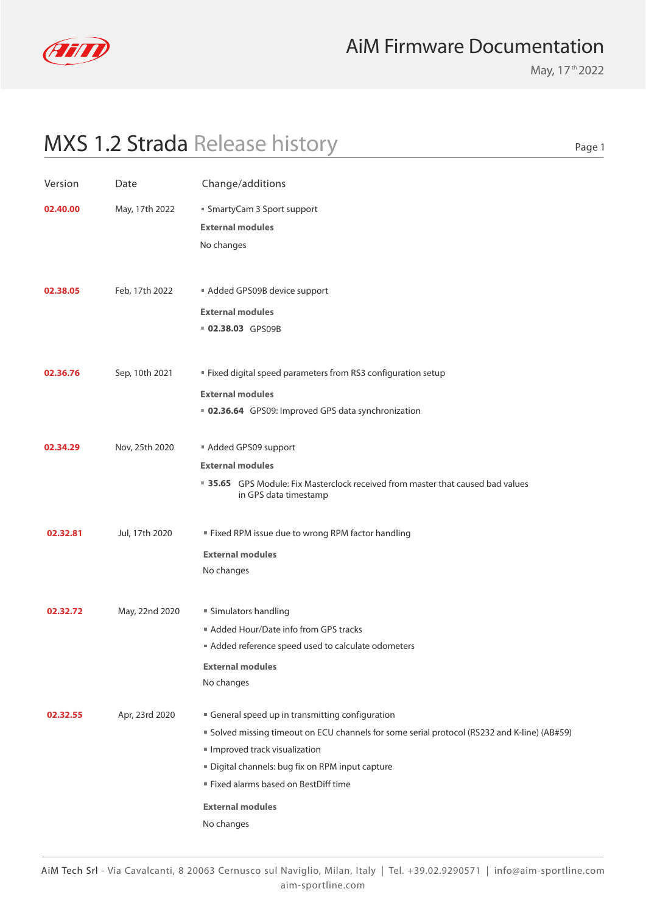# MXS 1.2 Strada Release history

| Version | Date | Change/additions |
|---|---|---|
| **02.40.00** | May, 17th 2022 | ▪ SmartyCam 3 Sport support<br>**External modules**<br>No changes |
| **02.38.05** | Feb, 17th 2022 | ▪ Added GPS09B device support<br>**External modules**<br>▪ **02.38.03** GPS09B |
| **02.36.76** | Sep, 10th 2021 | ▪ Fixed digital speed parameters from RS3 configuration setup<br>**External modules**<br>▪ **02.36.64** GPS09: Improved GPS data synchronization |
| **02.34.29** | Nov, 25th 2020 | ▪ Added GPS09 support<br>**External modules**<br>▪ **35.65** GPS Module: Fix Masterclock received from master that caused bad values in GPS data timestamp |
| **02.32.81** | Jul, 17th 2020 | ▪ Fixed RPM issue due to wrong RPM factor handling<br>**External modules**<br>No changes |
| **02.32.72** | May, 22nd 2020 | ▪ Simulators handling<br>▪ Added Hour/Date info from GPS tracks<br>▪ Added reference speed used to calculate odometers<br>**External modules**<br>No changes |
| **02.32.55** | Apr, 23rd 2020 | ▪ General speed up in transmitting configuration<br>▪ Solved missing timeout on ECU channels for some serial protocol (RS232 and K-line) (AB#59)<br>▪ Improved track visualization<br>▪ Digital channels: bug fix on RPM input capture<br>▪ Fixed alarms based on BestDiff time<br>**External modules**<br>No changes |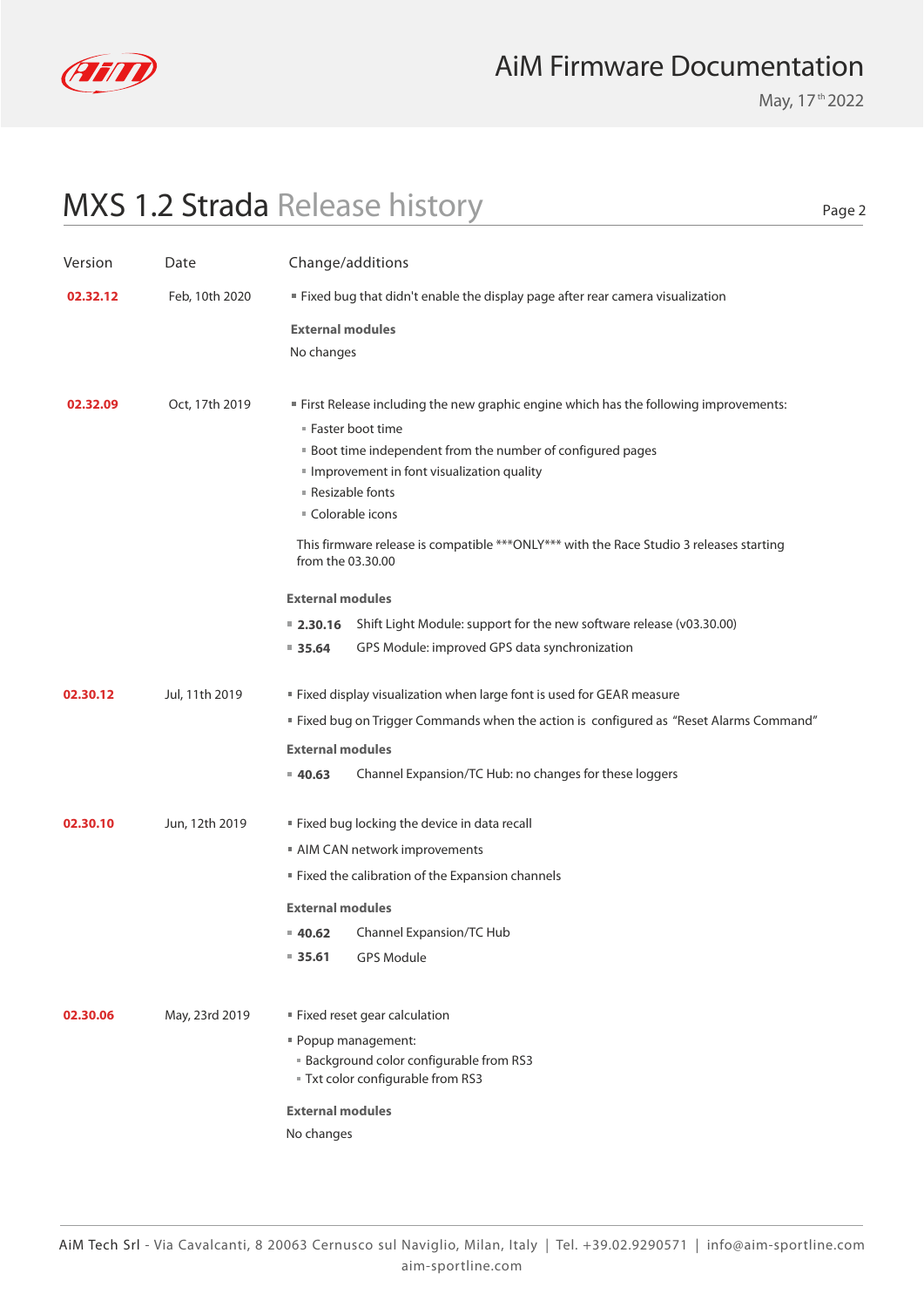# MXS 1.2 Strada Release history

| Version | Date | Change/additions |
|---|---|---|
| **02.32.12** | Feb, 10th 2020 | ▪ Fixed bug that didn't enable the display page after rear camera visualization<br><br>**External modules**<br>No changes |
| **02.32.09** | Oct, 17th 2019 | ▪ First Release including the new graphic engine which has the following improvements:<br>▪ Faster boot time<br>▪ Boot time independent from the number of configured pages<br>▪ Improvement in font visualization quality<br>▪ Resizable fonts<br>▪ Colorable icons<br><br>This firmware release is compatible ***ONLY*** with the Race Studio 3 releases starting from the 03.30.00<br><br>**External modules**<br>▪ **2.30.16** Shift Light Module: support for the new software release (v03.30.00)<br>▪ **35.64** GPS Module: improved GPS data synchronization |
| **02.30.12** | Jul, 11th 2019 | ▪ Fixed display visualization when large font is used for GEAR measure<br>▪ Fixed bug on Trigger Commands when the action is configured as "Reset Alarms Command"<br><br>**External modules**<br>▪ **40.63** Channel Expansion/TC Hub: no changes for these loggers |
| **02.30.10** | Jun, 12th 2019 | ▪ Fixed bug locking the device in data recall<br>▪ AIM CAN network improvements<br>▪ Fixed the calibration of the Expansion channels<br><br>**External modules**<br>▪ **40.62** Channel Expansion/TC Hub<br>▪ **35.61** GPS Module |
| **02.30.06** | May, 23rd 2019 | ▪ Fixed reset gear calculation<br>▪ Popup management:<br>▪ Background color configurable from RS3<br>▪ Txt color configurable from RS3<br><br>**External modules**<br>No changes |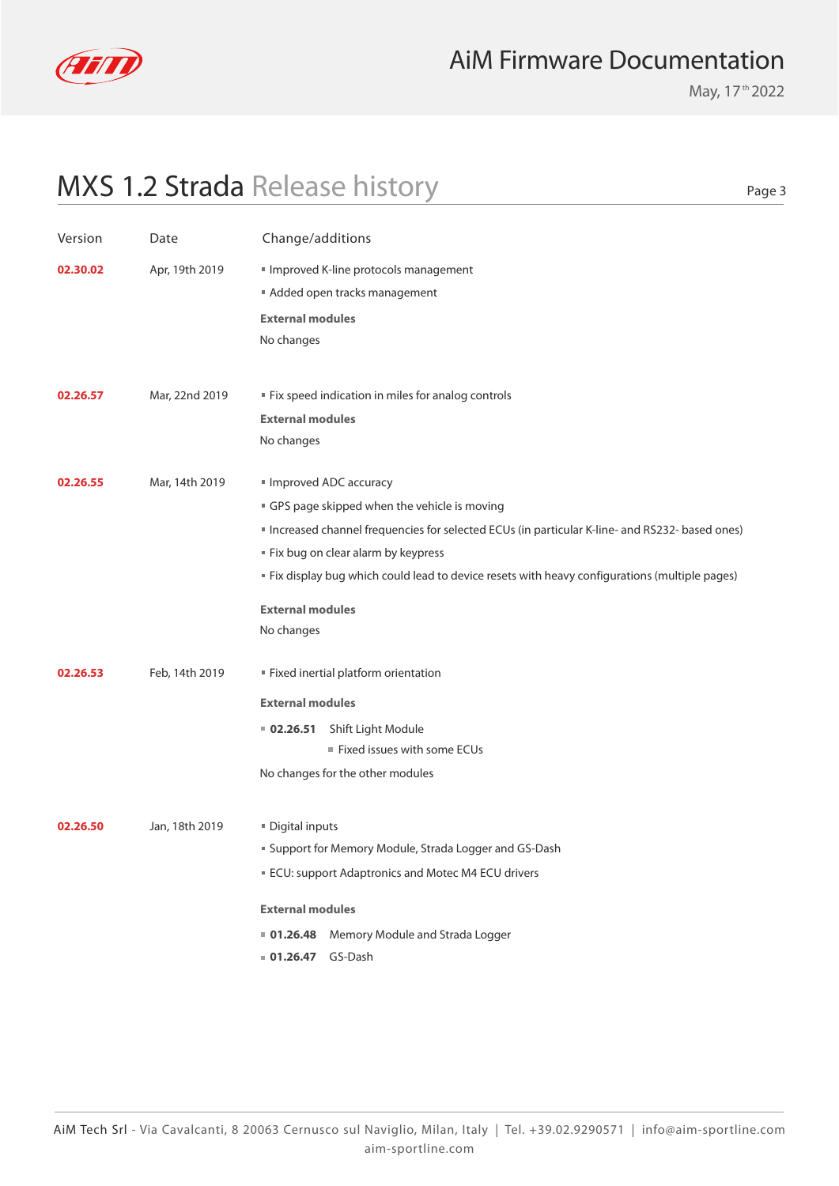# MXS 1.2 Strada Release history

| Version | Date | Change/additions |
| --- | --- | --- |
| **02.30.02** | Apr, 19th 2019 | ▪ Improved K-line protocols management<br>▪ Added open tracks management<br>**External modules**<br>No changes |
| **02.26.57** | Mar, 22nd 2019 | ▪ Fix speed indication in miles for analog controls<br>**External modules**<br>No changes |
| **02.26.55** | Mar, 14th 2019 | ▪ Improved ADC accuracy<br>▪ GPS page skipped when the vehicle is moving<br>▪ Increased channel frequencies for selected ECUs (in particular K-line- and RS232- based ones)<br>▪ Fix bug on clear alarm by keypress<br>▪ Fix display bug which could lead to device resets with heavy configurations (multiple pages)<br>**External modules**<br>No changes |
| **02.26.53** | Feb, 14th 2019 | ▪ Fixed inertial platform orientation<br>**External modules**<br>▪ **02.26.51** Shift Light Module<br>&nbsp;&nbsp;&nbsp;&nbsp;▪ Fixed issues with some ECUs<br>No changes for the other modules |
| **02.26.50** | Jan, 18th 2019 | ▪ Digital inputs<br>▪ Support for Memory Module, Strada Logger and GS-Dash<br>▪ ECU: support Adaptronics and Motec M4 ECU drivers<br>**External modules**<br>▪ **01.26.48** Memory Module and Strada Logger<br>▪ **01.26.47** GS-Dash |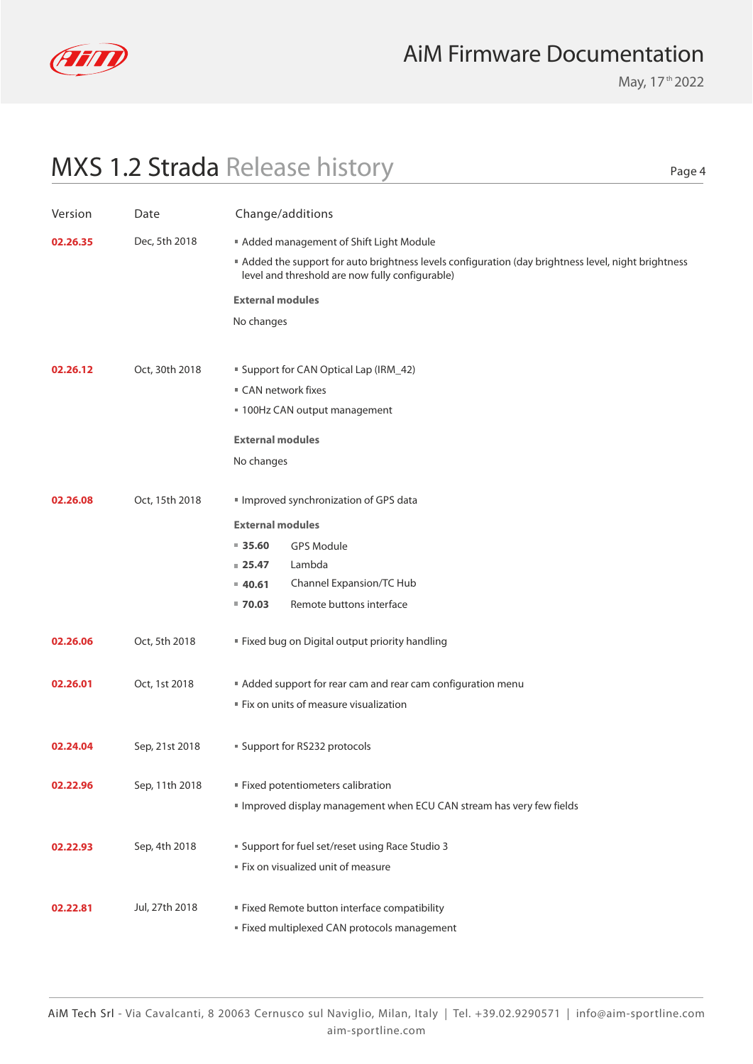# MXS 1.2 Strada Release history

| Version | Date | Change/additions |
|---|---|---|
| **02.26.35** | Dec, 5th 2018 | ▪ Added management of Shift Light Module<br>▪ Added the support for auto brightness levels configuration (day brightness level, night brightness level and threshold are now fully configurable)<br>**External modules**<br>No changes |
| **02.26.12** | Oct, 30th 2018 | ▪ Support for CAN Optical Lap (IRM_42)<br>▪ CAN network fixes<br>▪ 100Hz CAN output management<br>**External modules**<br>No changes |
| **02.26.08** | Oct, 15th 2018 | ▪ Improved synchronization of GPS data<br>**External modules**<br>▪ **35.60** GPS Module<br>▪ **25.47** Lambda<br>▪ **40.61** Channel Expansion/TC Hub<br>▪ **70.03** Remote buttons interface |
| **02.26.06** | Oct, 5th 2018 | ▪ Fixed bug on Digital output priority handling |
| **02.26.01** | Oct, 1st 2018 | ▪ Added support for rear cam and rear cam configuration menu<br>▪ Fix on units of measure visualization |
| **02.24.04** | Sep, 21st 2018 | ▪ Support for RS232 protocols |
| **02.22.96** | Sep, 11th 2018 | ▪ Fixed potentiometers calibration<br>▪ Improved display management when ECU CAN stream has very few fields |
| **02.22.93** | Sep, 4th 2018 | ▪ Support for fuel set/reset using Race Studio 3<br>▪ Fix on visualized unit of measure |
| **02.22.81** | Jul, 27th 2018 | ▪ Fixed Remote button interface compatibility<br>▪ Fixed multiplexed CAN protocols management |